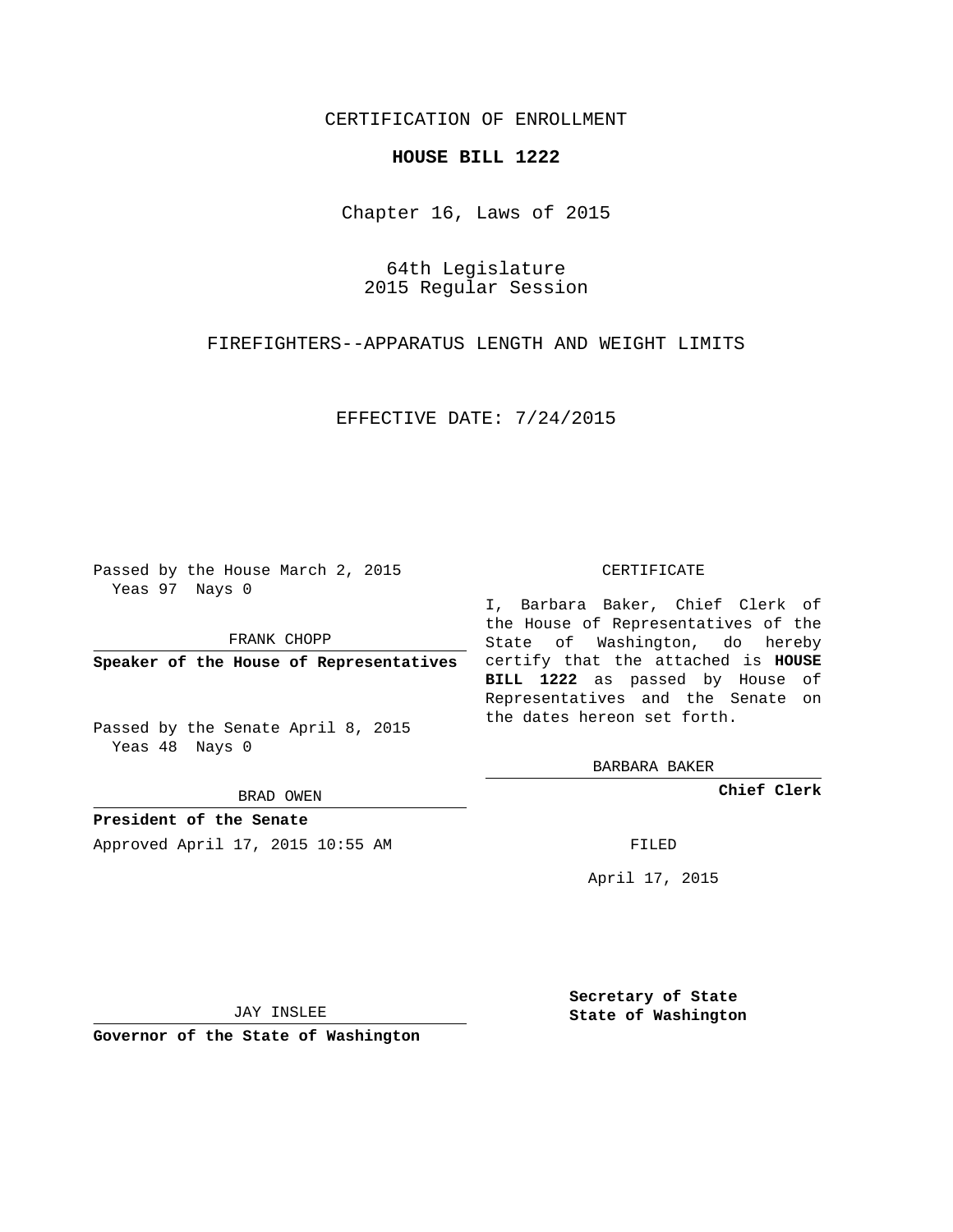CERTIFICATION OF ENROLLMENT

**HOUSE BILL 1222**

Chapter 16, Laws of 2015

64th Legislature
2015 Regular Session

FIREFIGHTERS--APPARATUS LENGTH AND WEIGHT LIMITS

EFFECTIVE DATE: 7/24/2015

Passed by the House March 2, 2015
Yeas 97 Nays 0

FRANK CHOPP

**Speaker of the House of Representatives**

Passed by the Senate April 8, 2015
Yeas 48 Nays 0

BRAD OWEN

**President of the Senate**

Approved April 17, 2015 10:55 AM

JAY INSLEE

**Governor of the State of Washington**

CERTIFICATE

I, Barbara Baker, Chief Clerk of the House of Representatives of the State of Washington, do hereby certify that the attached is **HOUSE BILL 1222** as passed by House of Representatives and the Senate on the dates hereon set forth.

BARBARA BAKER

**Chief Clerk**

FILED

April 17, 2015

**Secretary of State**
**State of Washington**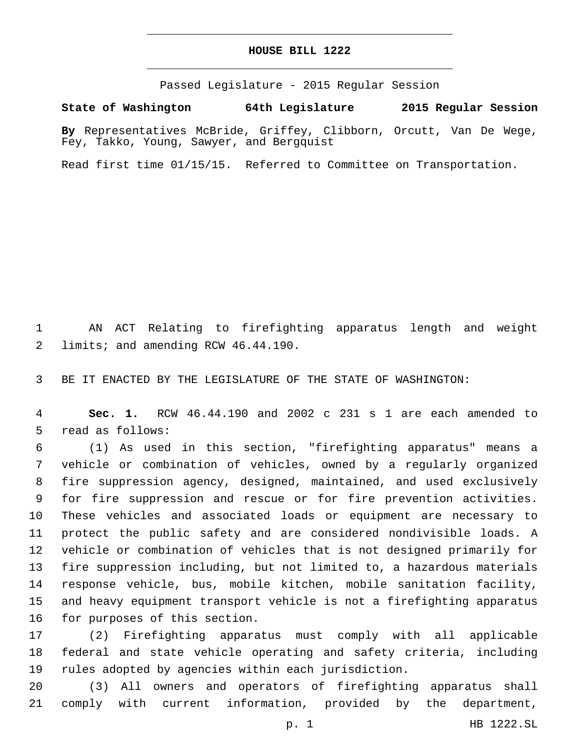# HOUSE BILL 1222

Passed Legislature - 2015 Regular Session

**State of Washington 64th Legislature 2015 Regular Session**

**By** Representatives McBride, Griffey, Clibborn, Orcutt, Van De Wege, Fey, Takko, Young, Sawyer, and Bergquist

Read first time 01/15/15. Referred to Committee on Transportation.

1 AN ACT Relating to firefighting apparatus length and weight
2 limits; and amending RCW 46.44.190.

3 BE IT ENACTED BY THE LEGISLATURE OF THE STATE OF WASHINGTON:

4 **Sec. 1.** RCW 46.44.190 and 2002 c 231 s 1 are each amended to
5 read as follows:

6 (1) As used in this section, "firefighting apparatus" means a
7 vehicle or combination of vehicles, owned by a regularly organized
8 fire suppression agency, designed, maintained, and used exclusively
9 for fire suppression and rescue or for fire prevention activities.
10 These vehicles and associated loads or equipment are necessary to
11 protect the public safety and are considered nondivisible loads. A
12 vehicle or combination of vehicles that is not designed primarily for
13 fire suppression including, but not limited to, a hazardous materials
14 response vehicle, bus, mobile kitchen, mobile sanitation facility,
15 and heavy equipment transport vehicle is not a firefighting apparatus
16 for purposes of this section.

17 (2) Firefighting apparatus must comply with all applicable
18 federal and state vehicle operating and safety criteria, including
19 rules adopted by agencies within each jurisdiction.

20 (3) All owners and operators of firefighting apparatus shall
21 comply with current information, provided by the department,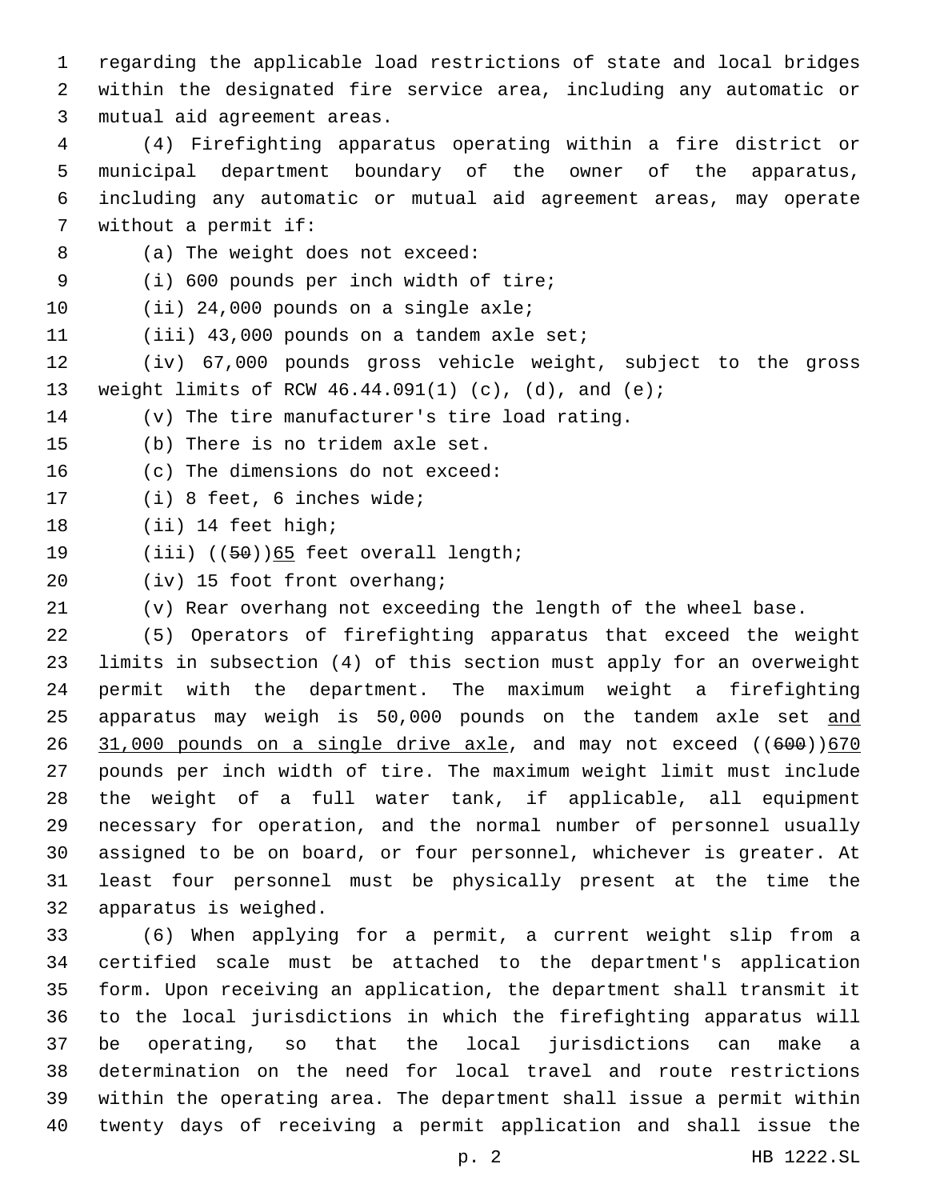regarding the applicable load restrictions of state and local bridges within the designated fire service area, including any automatic or mutual aid agreement areas.

(4) Firefighting apparatus operating within a fire district or municipal department boundary of the owner of the apparatus, including any automatic or mutual aid agreement areas, may operate without a permit if:

(a) The weight does not exceed:

(i) 600 pounds per inch width of tire;

(ii) 24,000 pounds on a single axle;

(iii) 43,000 pounds on a tandem axle set;

(iv) 67,000 pounds gross vehicle weight, subject to the gross weight limits of RCW 46.44.091(1) (c), (d), and (e);

(v) The tire manufacturer's tire load rating.

(b) There is no tridem axle set.

(c) The dimensions do not exceed:

(i) 8 feet, 6 inches wide;

(ii) 14 feet high;

(iii) ((~~50~~))<u>65</u> feet overall length;

(iv) 15 foot front overhang;

(v) Rear overhang not exceeding the length of the wheel base.

(5) Operators of firefighting apparatus that exceed the weight limits in subsection (4) of this section must apply for an overweight permit with the department. The maximum weight a firefighting apparatus may weigh is 50,000 pounds on the tandem axle set <u>and 31,000 pounds on a single drive axle</u>, and may not exceed ((~~600~~))<u>670</u> pounds per inch width of tire. The maximum weight limit must include the weight of a full water tank, if applicable, all equipment necessary for operation, and the normal number of personnel usually assigned to be on board, or four personnel, whichever is greater. At least four personnel must be physically present at the time the apparatus is weighed.

(6) When applying for a permit, a current weight slip from a certified scale must be attached to the department's application form. Upon receiving an application, the department shall transmit it to the local jurisdictions in which the firefighting apparatus will be operating, so that the local jurisdictions can make a determination on the need for local travel and route restrictions within the operating area. The department shall issue a permit within twenty days of receiving a permit application and shall issue the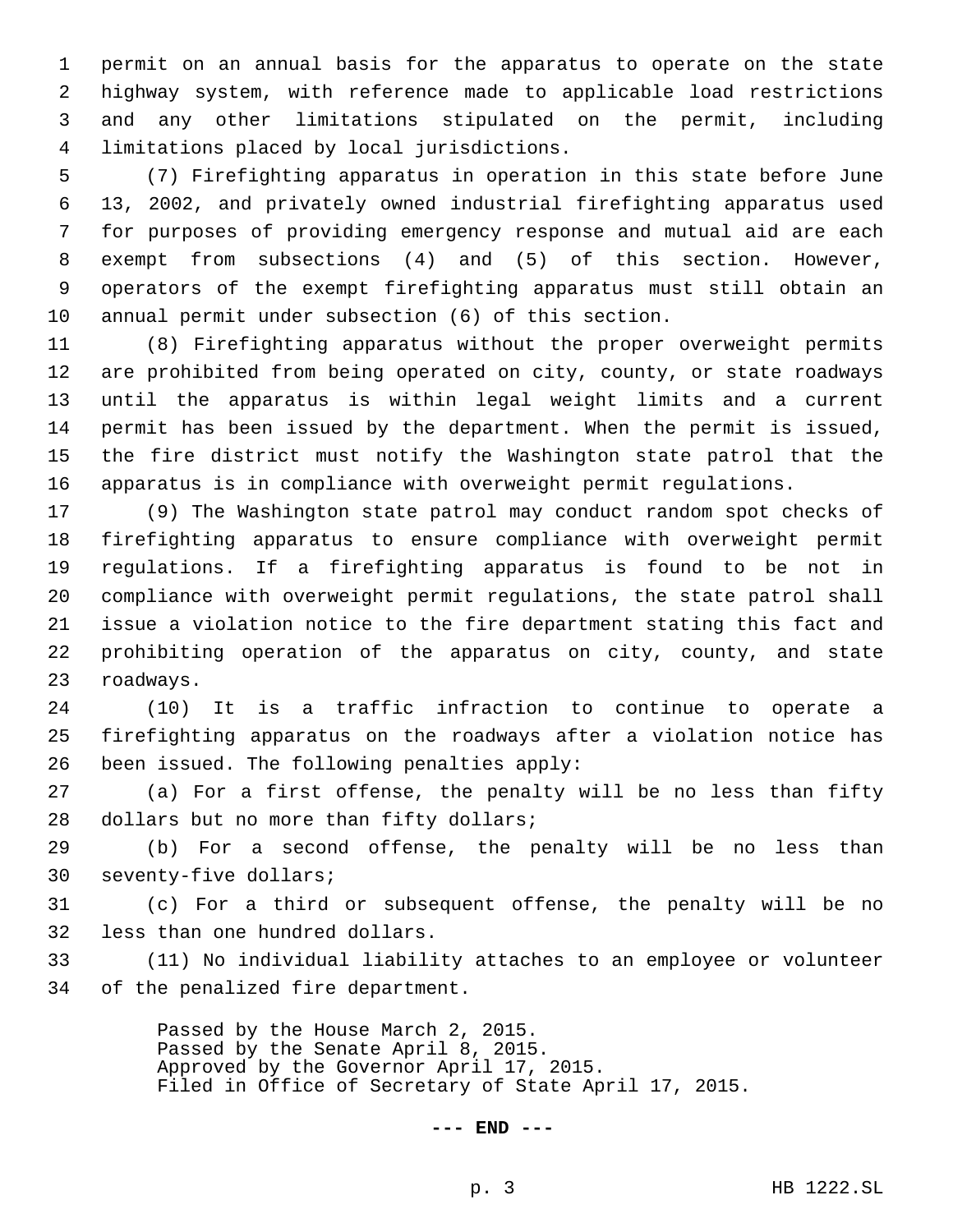permit on an annual basis for the apparatus to operate on the state highway system, with reference made to applicable load restrictions and any other limitations stipulated on the permit, including limitations placed by local jurisdictions.

(7) Firefighting apparatus in operation in this state before June 13, 2002, and privately owned industrial firefighting apparatus used for purposes of providing emergency response and mutual aid are each exempt from subsections (4) and (5) of this section. However, operators of the exempt firefighting apparatus must still obtain an annual permit under subsection (6) of this section.

(8) Firefighting apparatus without the proper overweight permits are prohibited from being operated on city, county, or state roadways until the apparatus is within legal weight limits and a current permit has been issued by the department. When the permit is issued, the fire district must notify the Washington state patrol that the apparatus is in compliance with overweight permit regulations.

(9) The Washington state patrol may conduct random spot checks of firefighting apparatus to ensure compliance with overweight permit regulations. If a firefighting apparatus is found to be not in compliance with overweight permit regulations, the state patrol shall issue a violation notice to the fire department stating this fact and prohibiting operation of the apparatus on city, county, and state roadways.

(10) It is a traffic infraction to continue to operate a firefighting apparatus on the roadways after a violation notice has been issued. The following penalties apply:

(a) For a first offense, the penalty will be no less than fifty dollars but no more than fifty dollars;

(b) For a second offense, the penalty will be no less than seventy-five dollars;

(c) For a third or subsequent offense, the penalty will be no less than one hundred dollars.

(11) No individual liability attaches to an employee or volunteer of the penalized fire department.

Passed by the House March 2, 2015.
Passed by the Senate April 8, 2015.
Approved by the Governor April 17, 2015.
Filed in Office of Secretary of State April 17, 2015.

**--- END ---**